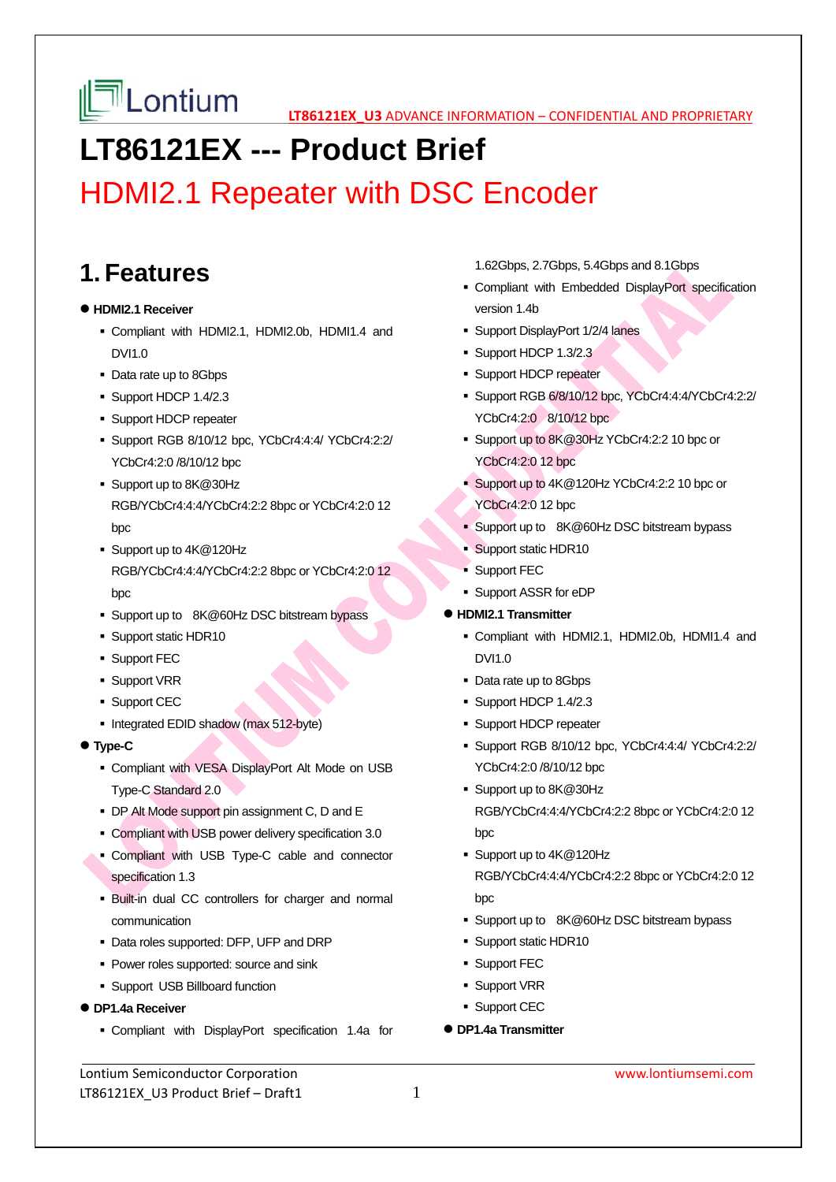# LT86121EX --- Product Brief

## HDMI2.1 Repeater with DSC Encoder

## 1. Features

- **HDMI2.1 Receiver**
  - Compliant with HDMI2.1, HDMI2.0b, HDMI1.4 and DVI1.0
  - Data rate up to 8Gbps
  - Support HDCP 1.4/2.3
  - Support HDCP repeater
  - Support RGB 8/10/12 bpc, YCbCr4:4:4/ YCbCr4:2:2/ YCbCr4:2:0 /8/10/12 bpc
  - Support up to 8K@30Hz RGB/YCbCr4:4:4/YCbCr4:2:2 8bpc or YCbCr4:2:0 12 bpc
  - Support up to 4K@120Hz RGB/YCbCr4:4:4/YCbCr4:2:2 8bpc or YCbCr4:2:0 12 bpc
  - Support up to 8K@60Hz DSC bitstream bypass
  - Support static HDR10
  - Support FEC
  - Support VRR
  - Support CEC
  - Integrated EDID shadow (max 512-byte)
- **Type-C**
  - Compliant with VESA DisplayPort Alt Mode on USB Type-C Standard 2.0
  - DP Alt Mode support pin assignment C, D and E
  - Compliant with USB power delivery specification 3.0
  - Compliant with USB Type-C cable and connector specification 1.3
  - Built-in dual CC controllers for charger and normal communication
  - Data roles supported: DFP, UFP and DRP
  - Power roles supported: source and sink
  - Support USB Billboard function
- **DP1.4a Receiver**
  - Compliant with DisplayPort specification 1.4a for 1.62Gbps, 2.7Gbps, 5.4Gbps and 8.1Gbps
  - Compliant with Embedded DisplayPort specification version 1.4b
  - Support DisplayPort 1/2/4 lanes
  - Support HDCP 1.3/2.3
  - Support HDCP repeater
  - Support RGB 6/8/10/12 bpc, YCbCr4:4:4/YCbCr4:2:2/ YCbCr4:2:0 8/10/12 bpc
  - Support up to 8K@30Hz YCbCr4:2:2 10 bpc or YCbCr4:2:0 12 bpc
  - Support up to 4K@120Hz YCbCr4:2:2 10 bpc or YCbCr4:2:0 12 bpc
  - Support up to 8K@60Hz DSC bitstream bypass
  - Support static HDR10
  - Support FEC
  - Support ASSR for eDP
- **HDMI2.1 Transmitter**
  - Compliant with HDMI2.1, HDMI2.0b, HDMI1.4 and DVI1.0
  - Data rate up to 8Gbps
  - Support HDCP 1.4/2.3
  - Support HDCP repeater
  - Support RGB 8/10/12 bpc, YCbCr4:4:4/ YCbCr4:2:2/ YCbCr4:2:0 /8/10/12 bpc
  - Support up to 8K@30Hz RGB/YCbCr4:4:4/YCbCr4:2:2 8bpc or YCbCr4:2:0 12 bpc
  - Support up to 4K@120Hz RGB/YCbCr4:4:4/YCbCr4:2:2 8bpc or YCbCr4:2:0 12 bpc
  - Support up to 8K@60Hz DSC bitstream bypass
  - Support static HDR10
  - Support FEC
  - Support VRR
  - Support CEC
- **DP1.4a Transmitter**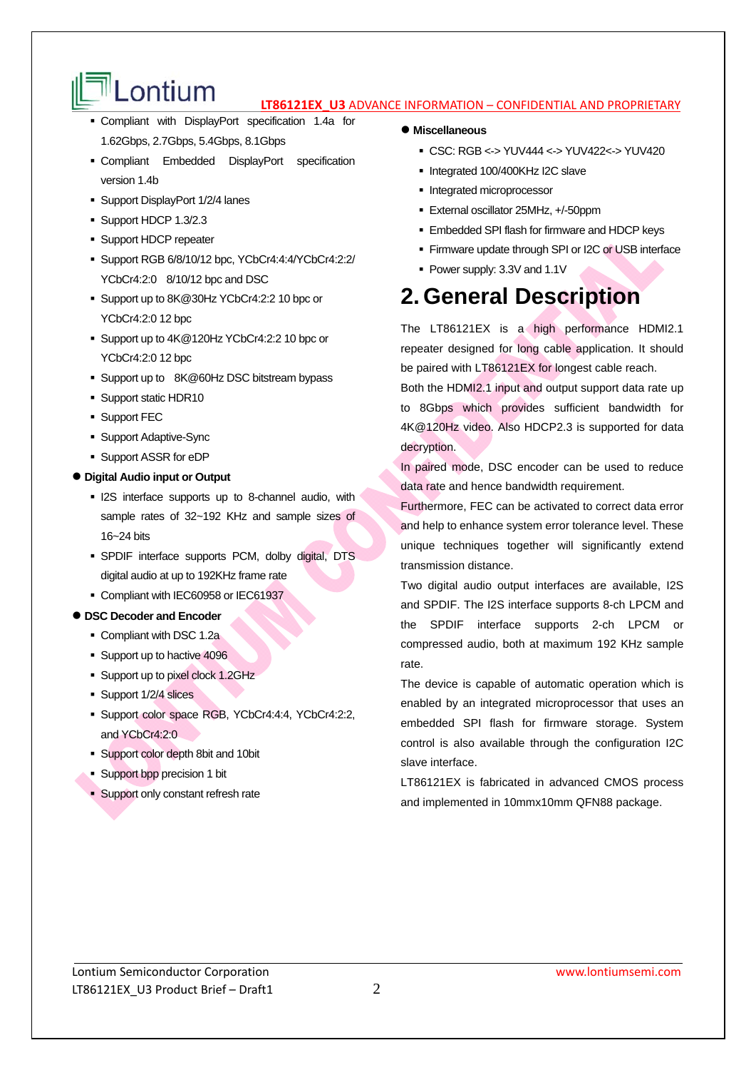- Compliant with DisplayPort specification 1.4a for 1.62Gbps, 2.7Gbps, 5.4Gbps, 8.1Gbps
- Compliant Embedded DisplayPort specification version 1.4b
- Support DisplayPort 1/2/4 lanes
- Support HDCP 1.3/2.3
- Support HDCP repeater
- Support RGB 6/8/10/12 bpc, YCbCr4:4:4/YCbCr4:2:2/ YCbCr4:2:0 8/10/12 bpc and DSC
- Support up to 8K@30Hz YCbCr4:2:2 10 bpc or YCbCr4:2:0 12 bpc
- Support up to 4K@120Hz YCbCr4:2:2 10 bpc or YCbCr4:2:0 12 bpc
- Support up to 8K@60Hz DSC bitstream bypass
- Support static HDR10
- Support FEC
- Support Adaptive-Sync
- Support ASSR for eDP

● **Digital Audio input or Output**

- I2S interface supports up to 8-channel audio, with sample rates of 32~192 KHz and sample sizes of 16~24 bits
- SPDIF interface supports PCM, dolby digital, DTS digital audio at up to 192KHz frame rate
- Compliant with IEC60958 or IEC61937

● **DSC Decoder and Encoder**

- Compliant with DSC 1.2a
- Support up to hactive 4096
- Support up to pixel clock 1.2GHz
- Support 1/2/4 slices
- Support color space RGB, YCbCr4:4:4, YCbCr4:2:2, and YCbCr4:2:0
- Support color depth 8bit and 10bit
- Support bpp precision 1 bit
- Support only constant refresh rate

● **Miscellaneous**

- CSC: RGB <-> YUV444 <-> YUV422<-> YUV420
- Integrated 100/400KHz I2C slave
- Integrated microprocessor
- External oscillator 25MHz, +/-50ppm
- Embedded SPI flash for firmware and HDCP keys
- Firmware update through SPI or I2C or USB interface
- Power supply: 3.3V and 1.1V

# 2. General Description

The LT86121EX is a high performance HDMI2.1 repeater designed for long cable application. It should be paired with LT86121EX for longest cable reach.

Both the HDMI2.1 input and output support data rate up to 8Gbps which provides sufficient bandwidth for 4K@120Hz video. Also HDCP2.3 is supported for data decryption.

In paired mode, DSC encoder can be used to reduce data rate and hence bandwidth requirement.

Furthermore, FEC can be activated to correct data error and help to enhance system error tolerance level. These unique techniques together will significantly extend transmission distance.

Two digital audio output interfaces are available, I2S and SPDIF. The I2S interface supports 8-ch LPCM and the SPDIF interface supports 2-ch LPCM or compressed audio, both at maximum 192 KHz sample rate.

The device is capable of automatic operation which is enabled by an integrated microprocessor that uses an embedded SPI flash for firmware storage. System control is also available through the configuration I2C slave interface.

LT86121EX is fabricated in advanced CMOS process and implemented in 10mmx10mm QFN88 package.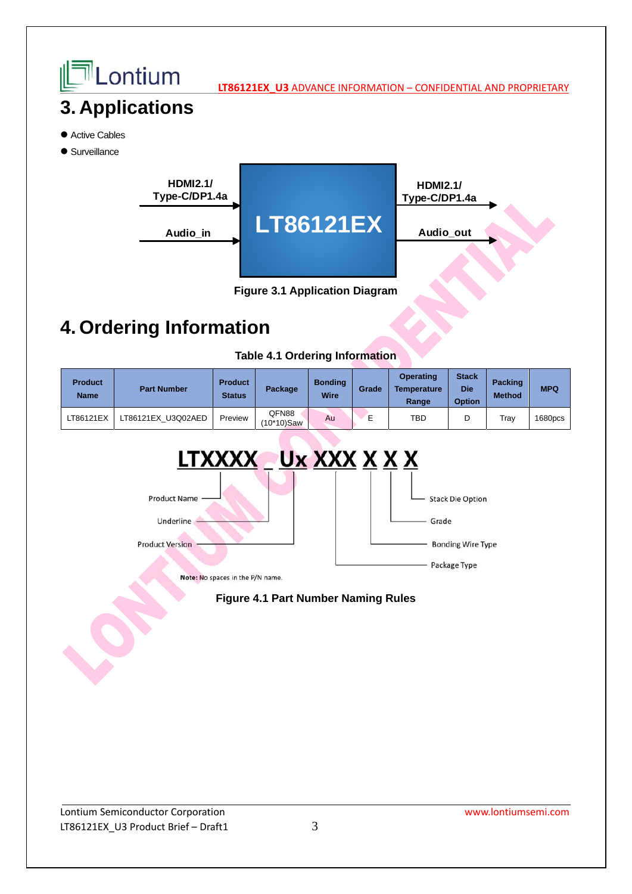# 3. Applications

- Active Cables
- Surveillance

HDMI2.1/ Type-C/DP1.4a

Audio_in

LT86121EX

HDMI2.1/ Type-C/DP1.4a

Audio_out

Figure 3.1 Application Diagram

# 4. Ordering Information

Table 4.1 Ordering Information

| Product Name | Part Number | Product Status | Package | Bonding Wire | Grade | Operating Temperature Range | Stack Die Option | Packing Method | MPQ |
|---|---|---|---|---|---|---|---|---|---|
| LT86121EX | LT86121EX_U3Q02AED | Preview | QFN88 (10*10)Saw | Au | E | TBD | D | Tray | 1680pcs |

LTXXXX _ Ux XXX X X X

Product Name

Underline

Product Version

Package Type

Bonding Wire Type

Grade

Stack Die Option

**Note:** No spaces in the P/N name.

Figure 4.1 Part Number Naming Rules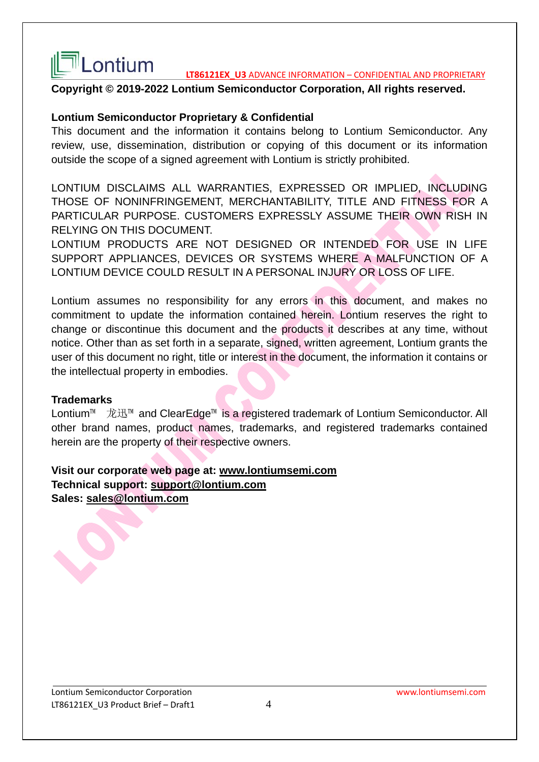**Copyright © 2019-2022 Lontium Semiconductor Corporation, All rights reserved.**

**Lontium Semiconductor Proprietary & Confidential**
This document and the information it contains belong to Lontium Semiconductor. Any review, use, dissemination, distribution or copying of this document or its information outside the scope of a signed agreement with Lontium is strictly prohibited.

LONTIUM DISCLAIMS ALL WARRANTIES, EXPRESSED OR IMPLIED, INCLUDING THOSE OF NONINFRINGEMENT, MERCHANTABILITY, TITLE AND FITNESS FOR A PARTICULAR PURPOSE. CUSTOMERS EXPRESSLY ASSUME THEIR OWN RISK IN RELYING ON THIS DOCUMENT.
LONTIUM PRODUCTS ARE NOT DESIGNED OR INTENDED FOR USE IN LIFE SUPPORT APPLIANCES, DEVICES OR SYSTEMS WHERE A MALFUNCTION OF A LONTIUM DEVICE COULD RESULT IN A PERSONAL INJURY OR LOSS OF LIFE.

Lontium assumes no responsibility for any errors in this document, and makes no commitment to update the information contained herein. Lontium reserves the right to change or discontinue this document and the products it describes at any time, without notice. Other than as set forth in a separate, signed, written agreement, Lontium grants the user of this document no right, title or interest in the document, the information it contains or the intellectual property in embodies.

**Trademarks**
Lontium™ 龙迅™ and ClearEdge™ is a registered trademark of Lontium Semiconductor. All other brand names, product names, trademarks, and registered trademarks contained herein are the property of their respective owners.

**Visit our corporate web page at: www.lontiumsemi.com**
**Technical support: support@lontium.com**
**Sales: sales@lontium.com**